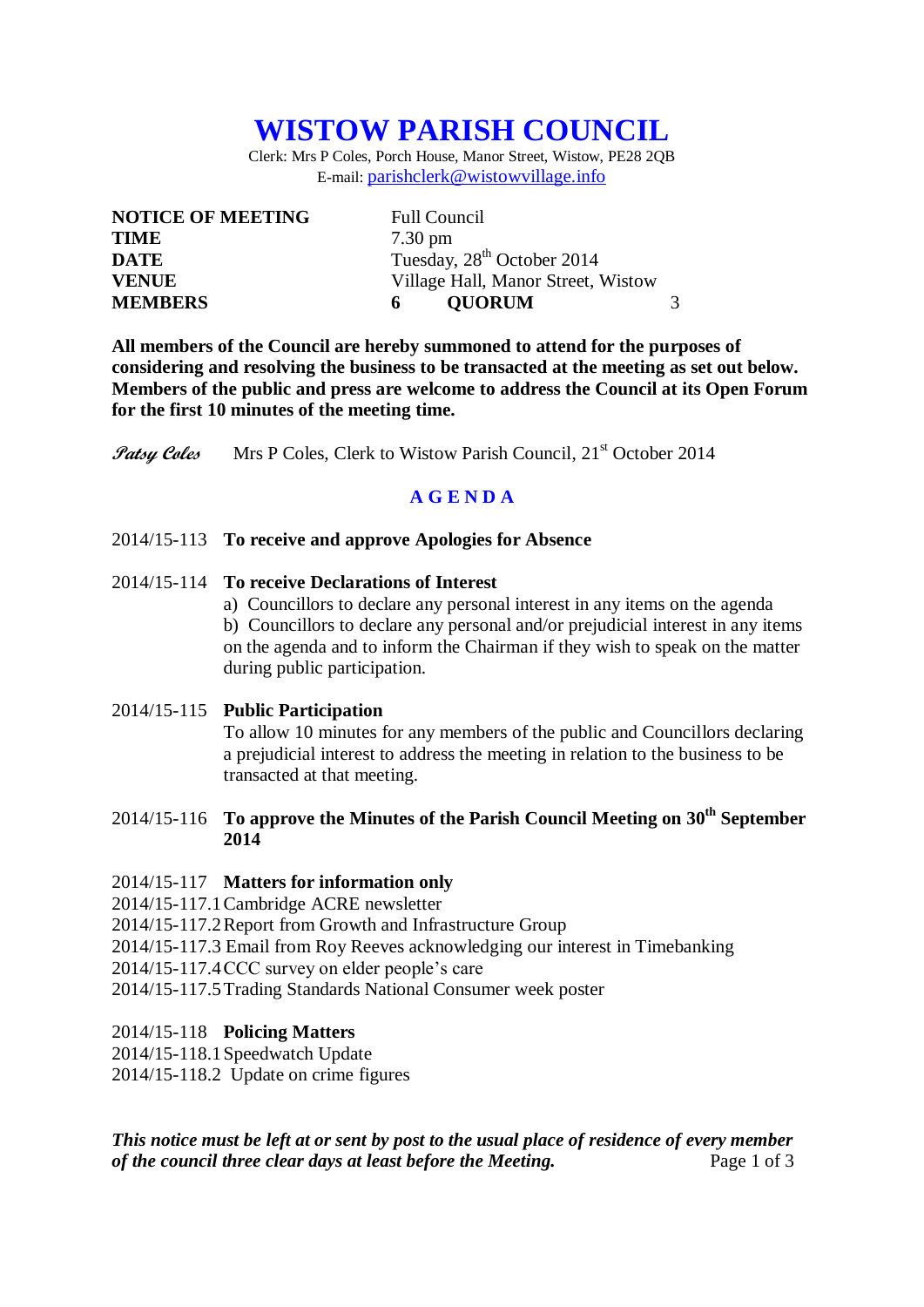# WISTOW PARISH COUNCIL

Clerk: Mrs P Coles, Porch House, Manor Street, Wistow, PE28 2QB
E-mail: parishclerk@wistowvillage.info

| | |
|---|---|
| **NOTICE OF MEETING** | Full Council |
| **TIME** | 7.30 pm |
| **DATE** | Tuesday, 28th October 2014 |
| **VENUE** | Village Hall, Manor Street, Wistow |
| **MEMBERS** | **6** **QUORUM** 3 |

**All members of the Council are hereby summoned to attend for the purposes of considering and resolving the business to be transacted at the meeting as set out below. Members of the public and press are welcome to address the Council at its Open Forum for the first 10 minutes of the meeting time.**

*Patsy Coles* Mrs P Coles, Clerk to Wistow Parish Council, 21st October 2014

## AGENDA

2014/15-113 **To receive and approve Apologies for Absence**

2014/15-114 **To receive Declarations of Interest**

a) Councillors to declare any personal interest in any items on the agenda

b) Councillors to declare any personal and/or prejudicial interest in any items on the agenda and to inform the Chairman if they wish to speak on the matter during public participation.

2014/15-115 **Public Participation**

To allow 10 minutes for any members of the public and Councillors declaring a prejudicial interest to address the meeting in relation to the business to be transacted at that meeting.

2014/15-116 **To approve the Minutes of the Parish Council Meeting on 30th September 2014**

2014/15-117 **Matters for information only**

2014/15-117.1 Cambridge ACRE newsletter

2014/15-117.2 Report from Growth and Infrastructure Group

2014/15-117.3 Email from Roy Reeves acknowledging our interest in Timebanking

2014/15-117.4 CCC survey on elder people's care

2014/15-117.5 Trading Standards National Consumer week poster

2014/15-118 **Policing Matters**

2014/15-118.1 Speedwatch Update

2014/15-118.2 Update on crime figures

***This notice must be left at or sent by post to the usual place of residence of every member of the council three clear days at least before the Meeting.***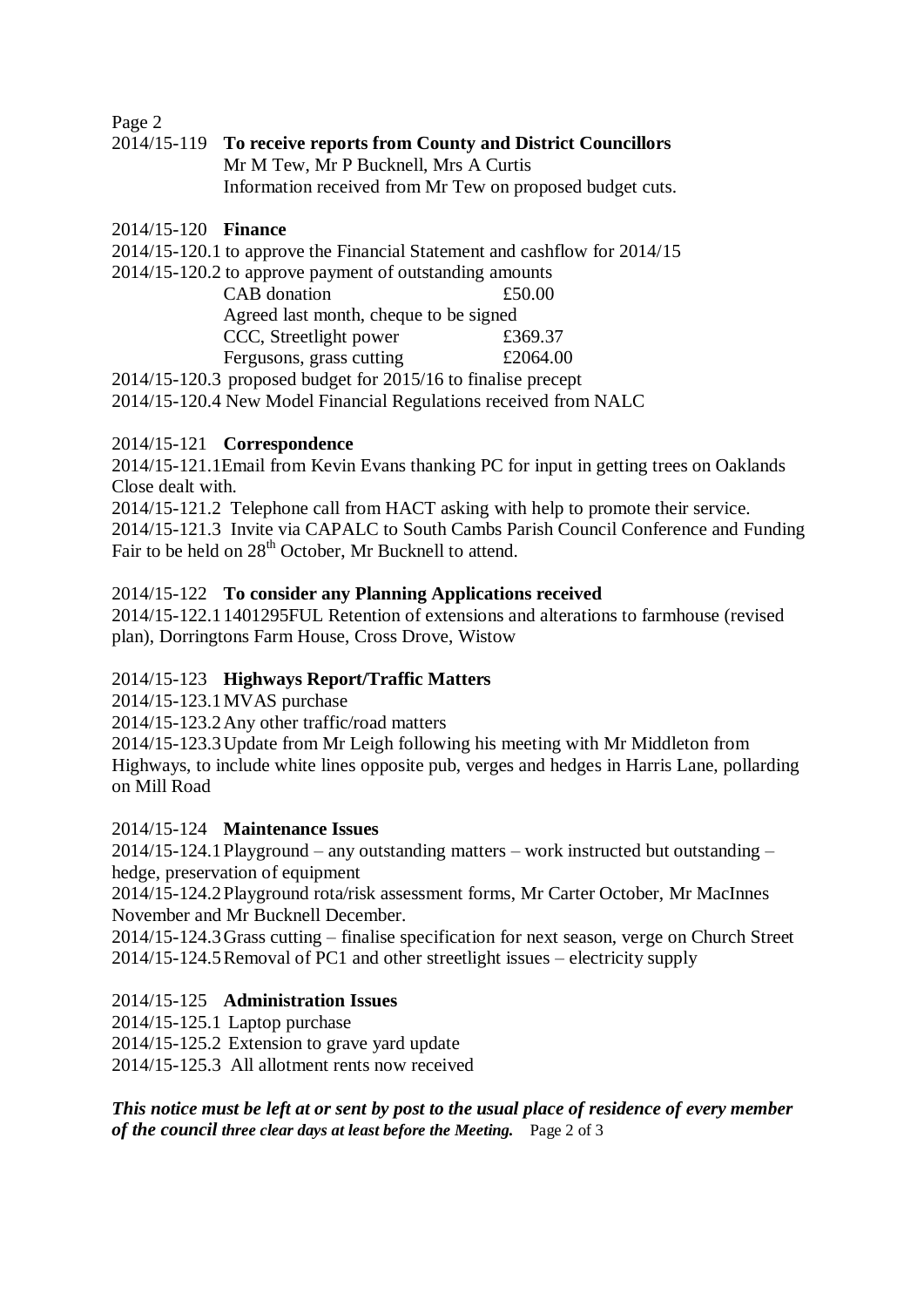2014/15-119 **To receive reports from County and District Councillors**
Mr M Tew, Mr P Bucknell, Mrs A Curtis
Information received from Mr Tew on proposed budget cuts.

2014/15-120 **Finance**

2014/15-120.1 to approve the Financial Statement and cashflow for 2014/15

2014/15-120.2 to approve payment of outstanding amounts

| | |
|---|---|
| CAB donation | £50.00 |
| Agreed last month, cheque to be signed | |
| CCC, Streetlight power | £369.37 |
| Fergusons, grass cutting | £2064.00 |

2014/15-120.3 proposed budget for 2015/16 to finalise precept

2014/15-120.4 New Model Financial Regulations received from NALC

2014/15-121 **Correspondence**

2014/15-121.1 Email from Kevin Evans thanking PC for input in getting trees on Oaklands Close dealt with.

2014/15-121.2 Telephone call from HACT asking with help to promote their service.

2014/15-121.3 Invite via CAPALC to South Cambs Parish Council Conference and Funding Fair to be held on 28th October, Mr Bucknell to attend.

2014/15-122 **To consider any Planning Applications received**

2014/15-122.1 1401295FUL Retention of extensions and alterations to farmhouse (revised plan), Dorringtons Farm House, Cross Drove, Wistow

2014/15-123 **Highways Report/Traffic Matters**

2014/15-123.1 MVAS purchase

2014/15-123.2 Any other traffic/road matters

2014/15-123.3 Update from Mr Leigh following his meeting with Mr Middleton from Highways, to include white lines opposite pub, verges and hedges in Harris Lane, pollarding on Mill Road

2014/15-124 **Maintenance Issues**

2014/15-124.1 Playground – any outstanding matters – work instructed but outstanding – hedge, preservation of equipment

2014/15-124.2 Playground rota/risk assessment forms, Mr Carter October, Mr MacInnes November and Mr Bucknell December.

2014/15-124.3 Grass cutting – finalise specification for next season, verge on Church Street

2014/15-124.5 Removal of PC1 and other streetlight issues – electricity supply

2014/15-125 **Administration Issues**

2014/15-125.1 Laptop purchase

2014/15-125.2 Extension to grave yard update

2014/15-125.3 All allotment rents now received

***This notice must be left at or sent by post to the usual place of residence of every member of the council three clear days at least before the Meeting.***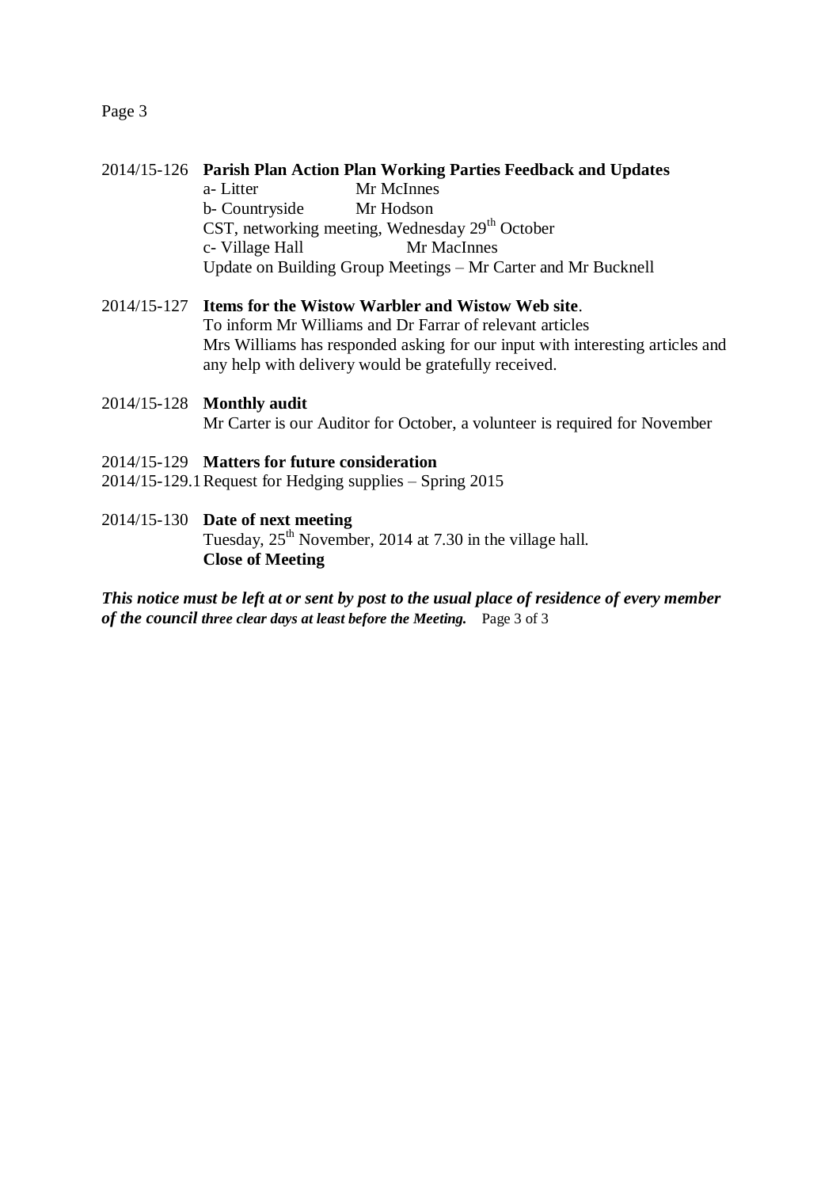2014/15-126 **Parish Plan Action Plan Working Parties Feedback and Updates**

a- Litter Mr McInnes

b- Countryside Mr Hodson

CST, networking meeting, Wednesday 29th October

c- Village Hall Mr MacInnes

Update on Building Group Meetings – Mr Carter and Mr Bucknell

2014/15-127 **Items for the Wistow Warbler and Wistow Web site**.

To inform Mr Williams and Dr Farrar of relevant articles

Mrs Williams has responded asking for our input with interesting articles and any help with delivery would be gratefully received.

2014/15-128 **Monthly audit**

Mr Carter is our Auditor for October, a volunteer is required for November

2014/15-129 **Matters for future consideration**

2014/15-129.1 Request for Hedging supplies – Spring 2015

2014/15-130 **Date of next meeting**

Tuesday, 25th November, 2014 at 7.30 in the village hall.

**Close of Meeting**

***This notice must be left at or sent by post to the usual place of residence of every member of the council three clear days at least before the Meeting.***